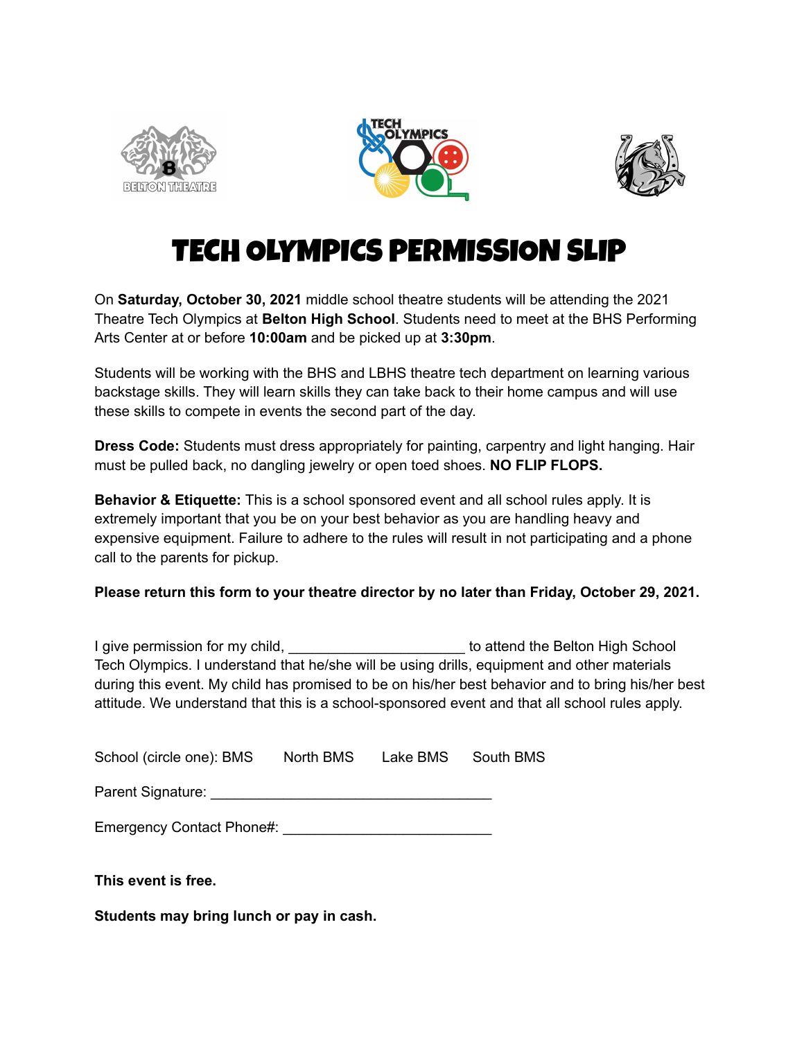# TECH OLYMPICS PERMISSION SLIP

On **Saturday, October 30, 2021** middle school theatre students will be attending the 2021 Theatre Tech Olympics at **Belton High School**. Students need to meet at the BHS Performing Arts Center at or before **10:00am** and be picked up at **3:30pm**.

Students will be working with the BHS and LBHS theatre tech department on learning various backstage skills. They will learn skills they can take back to their home campus and will use these skills to compete in events the second part of the day.

**Dress Code:** Students must dress appropriately for painting, carpentry and light hanging. Hair must be pulled back, no dangling jewelry or open toed shoes. **NO FLIP FLOPS.**

**Behavior & Etiquette:** This is a school sponsored event and all school rules apply. It is extremely important that you be on your best behavior as you are handling heavy and expensive equipment. Failure to adhere to the rules will result in not participating and a phone call to the parents for pickup.

**Please return this form to your theatre director by no later than Friday, October 29, 2021.**

I give permission for my child, _____________________ to attend the Belton High School Tech Olympics. I understand that he/she will be using drills, equipment and other materials during this event. My child has promised to be on his/her best behavior and to bring his/her best attitude. We understand that this is a school-sponsored event and that all school rules apply.

School (circle one): BMS North BMS Lake BMS South BMS

Parent Signature: __________________________________

Emergency Contact Phone#: _________________________

**This event is free.**

**Students may bring lunch or pay in cash.**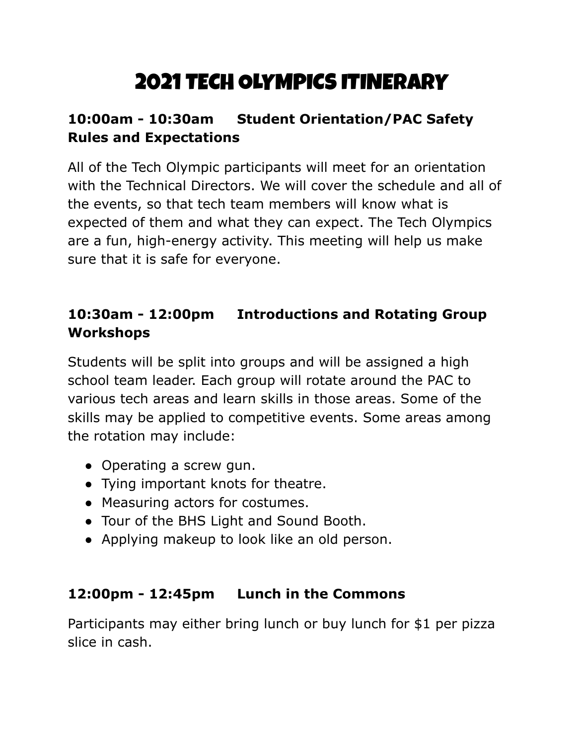# 2021 Tech Olympics Itinerary

### 10:00am - 10:30am Student Orientation/PAC Safety Rules and Expectations

All of the Tech Olympic participants will meet for an orientation with the Technical Directors. We will cover the schedule and all of the events, so that tech team members will know what is expected of them and what they can expect. The Tech Olympics are a fun, high-energy activity. This meeting will help us make sure that it is safe for everyone.

### 10:30am - 12:00pm Introductions and Rotating Group Workshops

Students will be split into groups and will be assigned a high school team leader. Each group will rotate around the PAC to various tech areas and learn skills in those areas. Some of the skills may be applied to competitive events. Some areas among the rotation may include:

- Operating a screw gun.
- Tying important knots for theatre.
- Measuring actors for costumes.
- Tour of the BHS Light and Sound Booth.
- Applying makeup to look like an old person.

### 12:00pm - 12:45pm Lunch in the Commons

Participants may either bring lunch or buy lunch for $1 per pizza slice in cash.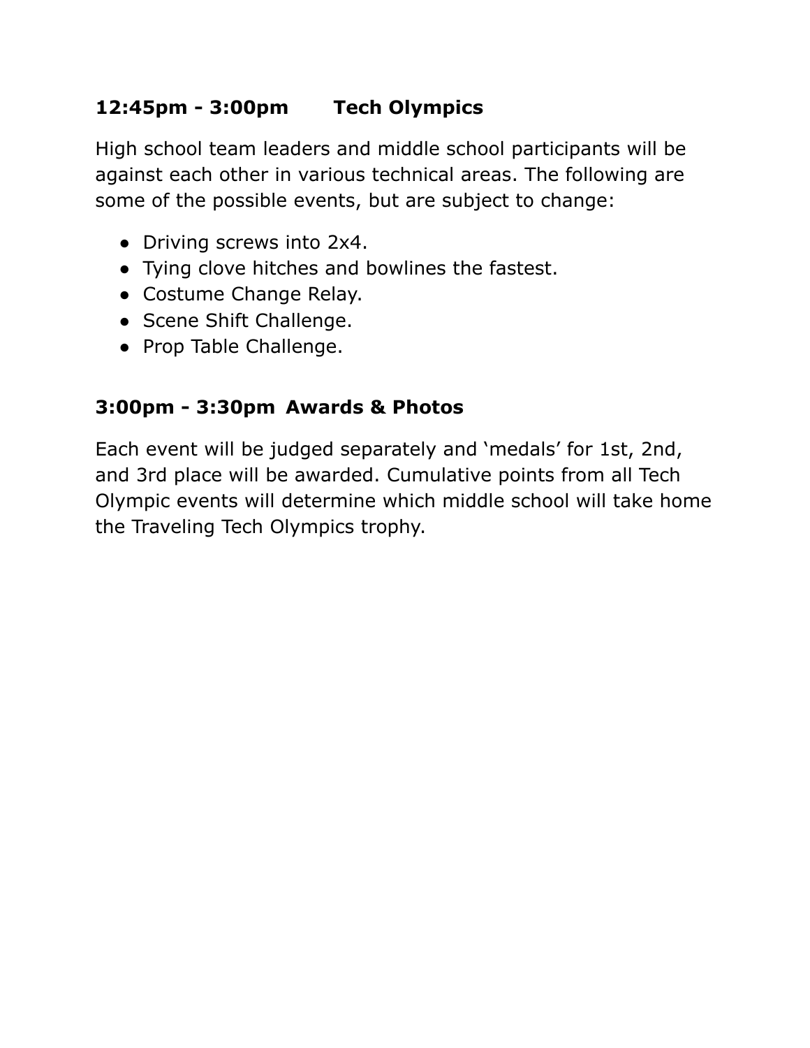### 12:45pm - 3:00pm Tech Olympics

High school team leaders and middle school participants will be against each other in various technical areas. The following are some of the possible events, but are subject to change:

- Driving screws into 2x4.
- Tying clove hitches and bowlines the fastest.
- Costume Change Relay.
- Scene Shift Challenge.
- Prop Table Challenge.

### 3:00pm - 3:30pm Awards & Photos

Each event will be judged separately and 'medals' for 1st, 2nd, and 3rd place will be awarded. Cumulative points from all Tech Olympic events will determine which middle school will take home the Traveling Tech Olympics trophy.